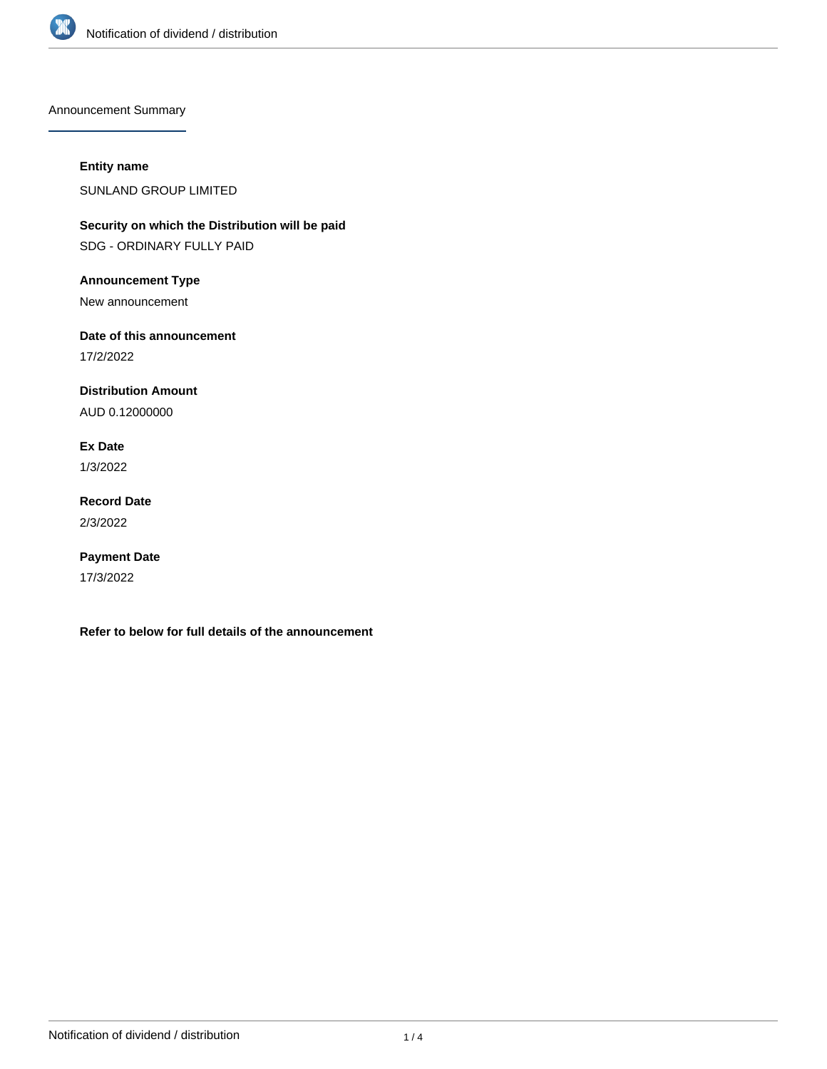## Announcement Summary

**Entity name**

SUNLAND GROUP LIMITED

**Security on which the Distribution will be paid**

SDG - ORDINARY FULLY PAID

**Announcement Type**

New announcement

**Date of this announcement**

17/2/2022

**Distribution Amount**

AUD 0.12000000

**Ex Date**

1/3/2022

**Record Date**

2/3/2022

**Payment Date**

17/3/2022

**Refer to below for full details of the announcement**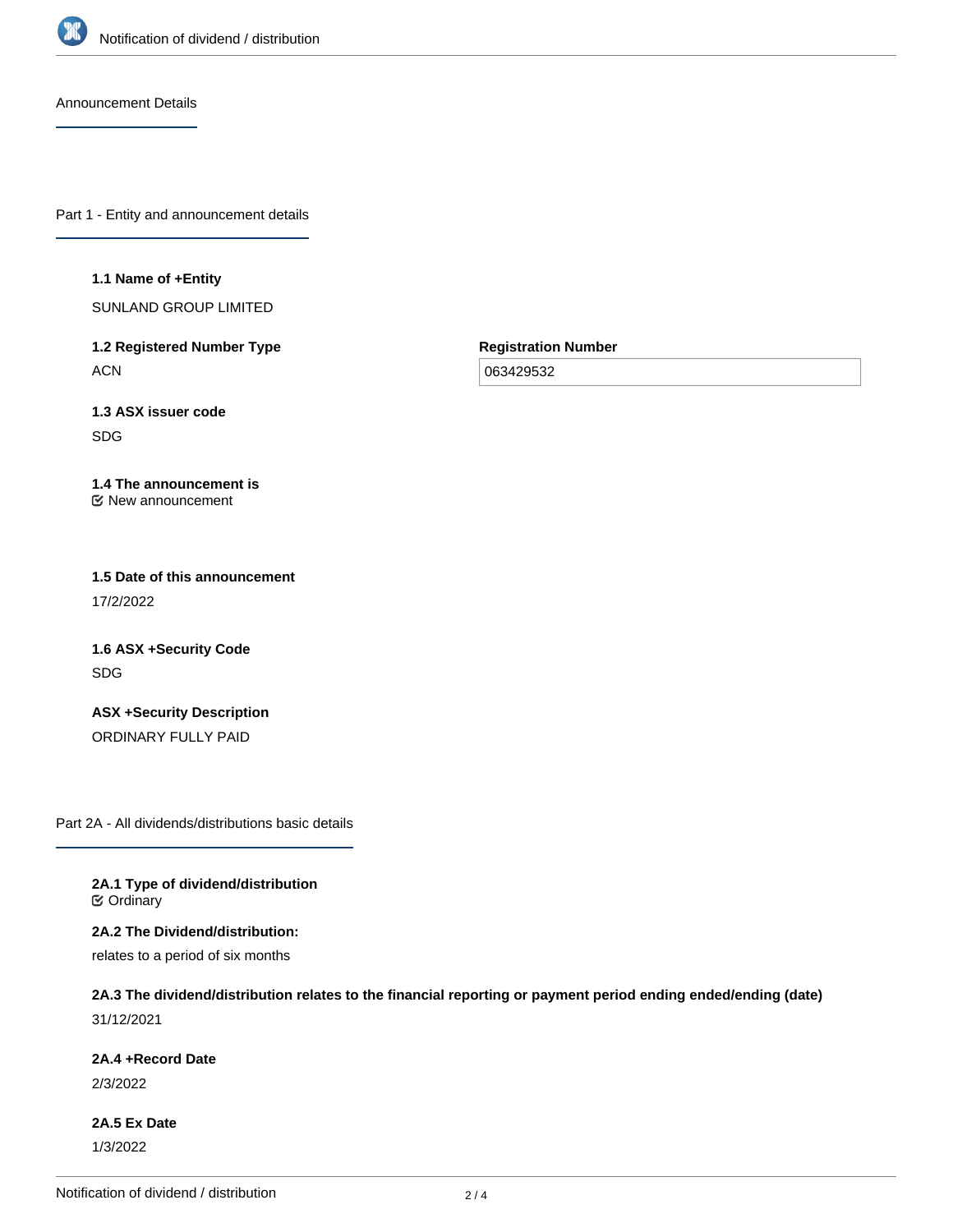Announcement Details

## Part 1 - Entity and announcement details

**1.1 Name of +Entity**

SUNLAND GROUP LIMITED

**1.2 Registered Number Type**

ACN

**Registration Number**

063429532

**1.3 ASX issuer code**

SDG

**1.4 The announcement is**

New announcement

**1.5 Date of this announcement**

17/2/2022

**1.6 ASX +Security Code**

SDG

**ASX +Security Description**

ORDINARY FULLY PAID

## Part 2A - All dividends/distributions basic details

**2A.1 Type of dividend/distribution**

Ordinary

**2A.2 The Dividend/distribution:**

relates to a period of six months

**2A.3 The dividend/distribution relates to the financial reporting or payment period ending ended/ending (date)**

31/12/2021

**2A.4 +Record Date**

2/3/2022

**2A.5 Ex Date**

1/3/2022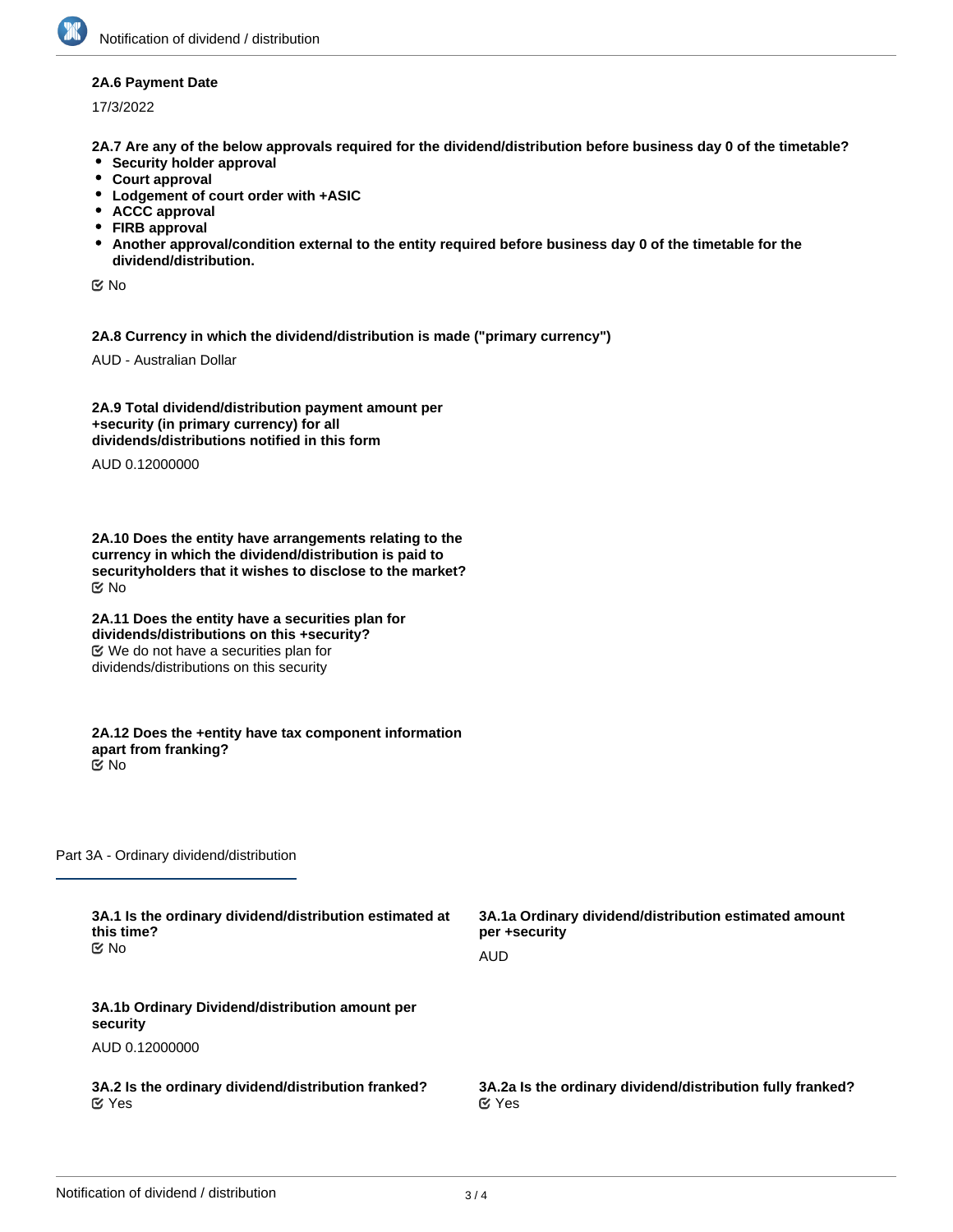**2A.6 Payment Date**

17/3/2022

**2A.7 Are any of the below approvals required for the dividend/distribution before business day 0 of the timetable?**

- **Security holder approval**
- **Court approval**
- **Lodgement of court order with +ASIC**
- **ACCC approval**
- **FIRB approval**
- **Another approval/condition external to the entity required before business day 0 of the timetable for the dividend/distribution.**

☑ No

**2A.8 Currency in which the dividend/distribution is made ("primary currency")**

AUD - Australian Dollar

**2A.9 Total dividend/distribution payment amount per +security (in primary currency) for all dividends/distributions notified in this form**

AUD 0.12000000

**2A.10 Does the entity have arrangements relating to the currency in which the dividend/distribution is paid to securityholders that it wishes to disclose to the market?**

☑ No

**2A.11 Does the entity have a securities plan for dividends/distributions on this +security?**

☑ We do not have a securities plan for dividends/distributions on this security

**2A.12 Does the +entity have tax component information apart from franking?**

☑ No

## Part 3A - Ordinary dividend/distribution

**3A.1 Is the ordinary dividend/distribution estimated at this time?**

☑ No

**3A.1a Ordinary dividend/distribution estimated amount per +security**

AUD

**3A.1b Ordinary Dividend/distribution amount per security**

AUD 0.12000000

**3A.2 Is the ordinary dividend/distribution franked?**

☑ Yes

**3A.2a Is the ordinary dividend/distribution fully franked?**

☑ Yes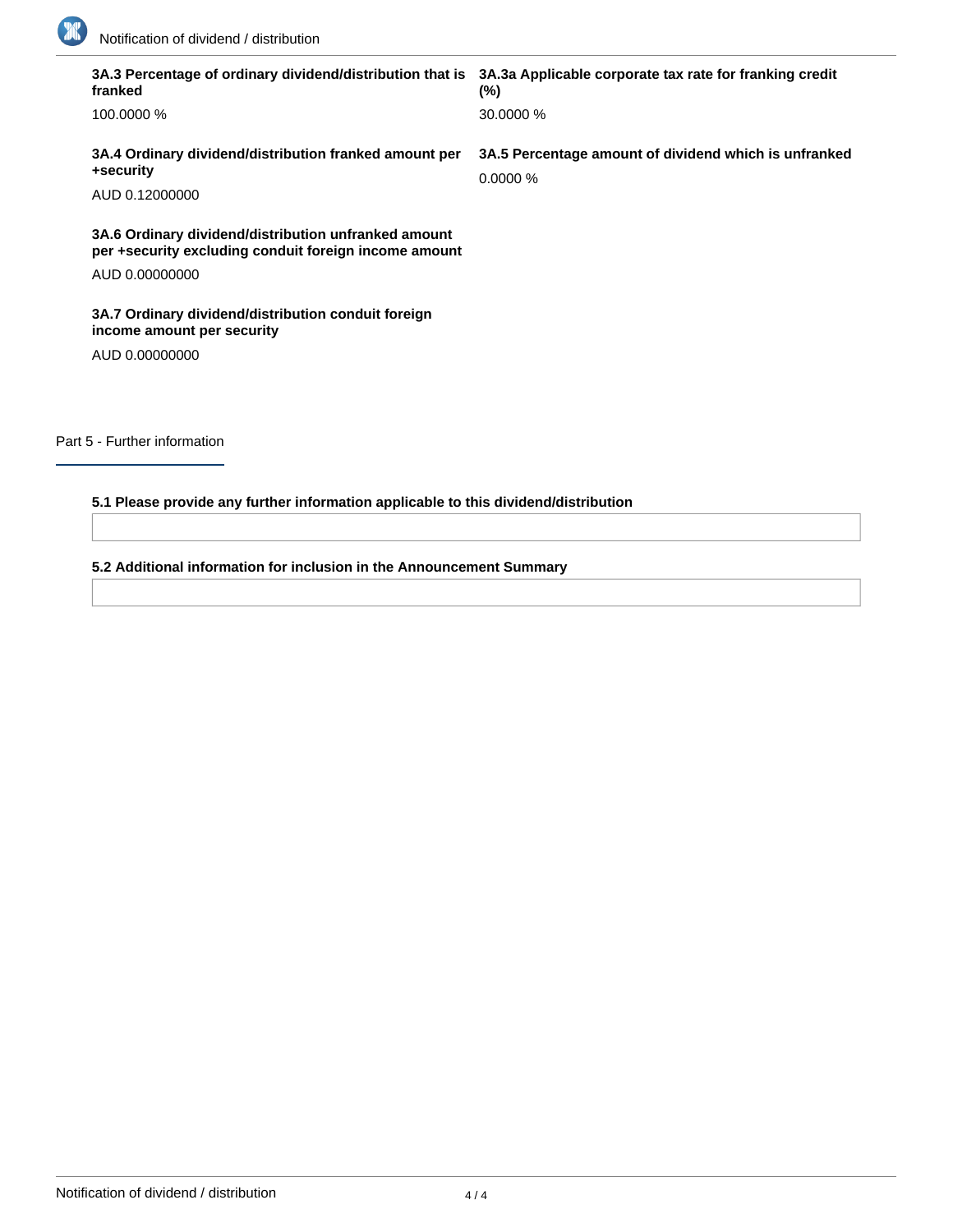**3A.3 Percentage of ordinary dividend/distribution that is franked**

100.0000 %

**3A.3a Applicable corporate tax rate for franking credit (%)**

30.0000 %

**3A.4 Ordinary dividend/distribution franked amount per +security**

AUD 0.12000000

**3A.5 Percentage amount of dividend which is unfranked**

0.0000 %

**3A.6 Ordinary dividend/distribution unfranked amount per +security excluding conduit foreign income amount**

AUD 0.00000000

**3A.7 Ordinary dividend/distribution conduit foreign income amount per security**

AUD 0.00000000

## Part 5 - Further information

**5.1 Please provide any further information applicable to this dividend/distribution**

**5.2 Additional information for inclusion in the Announcement Summary**